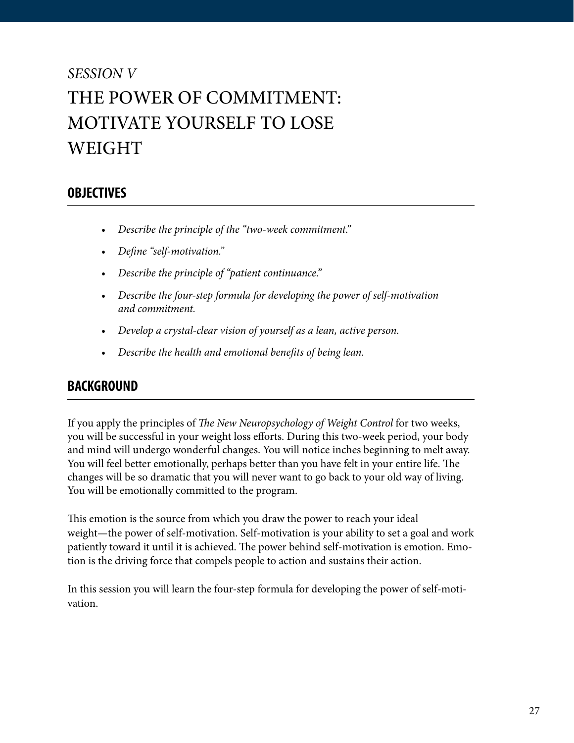*SESSION V*

# THE POWER OF COMMITMENT: MOTIVATE YOURSELF TO LOSE WEIGHT

## OBJECTIVES

- *Describe the principle of the "two-week commitment."*
- *Define "self-motivation."*
- *Describe the principle of "patient continuance."*
- *Describe the four-step formula for developing the power of self-motivation and commitment.*
- *Develop a crystal-clear vision of yourself as a lean, active person.*
- *Describe the health and emotional benefits of being lean.*

## BACKGROUND

If you apply the principles of *The New Neuropsychology of Weight Control* for two weeks, you will be successful in your weight loss efforts. During this two-week period, your body and mind will undergo wonderful changes. You will notice inches beginning to melt away. You will feel better emotionally, perhaps better than you have felt in your entire life. The changes will be so dramatic that you will never want to go back to your old way of living. You will be emotionally committed to the program.

This emotion is the source from which you draw the power to reach your ideal weight—the power of self-motivation. Self-motivation is your ability to set a goal and work patiently toward it until it is achieved. The power behind self-motivation is emotion. Emotion is the driving force that compels people to action and sustains their action.

In this session you will learn the four-step formula for developing the power of self-motivation.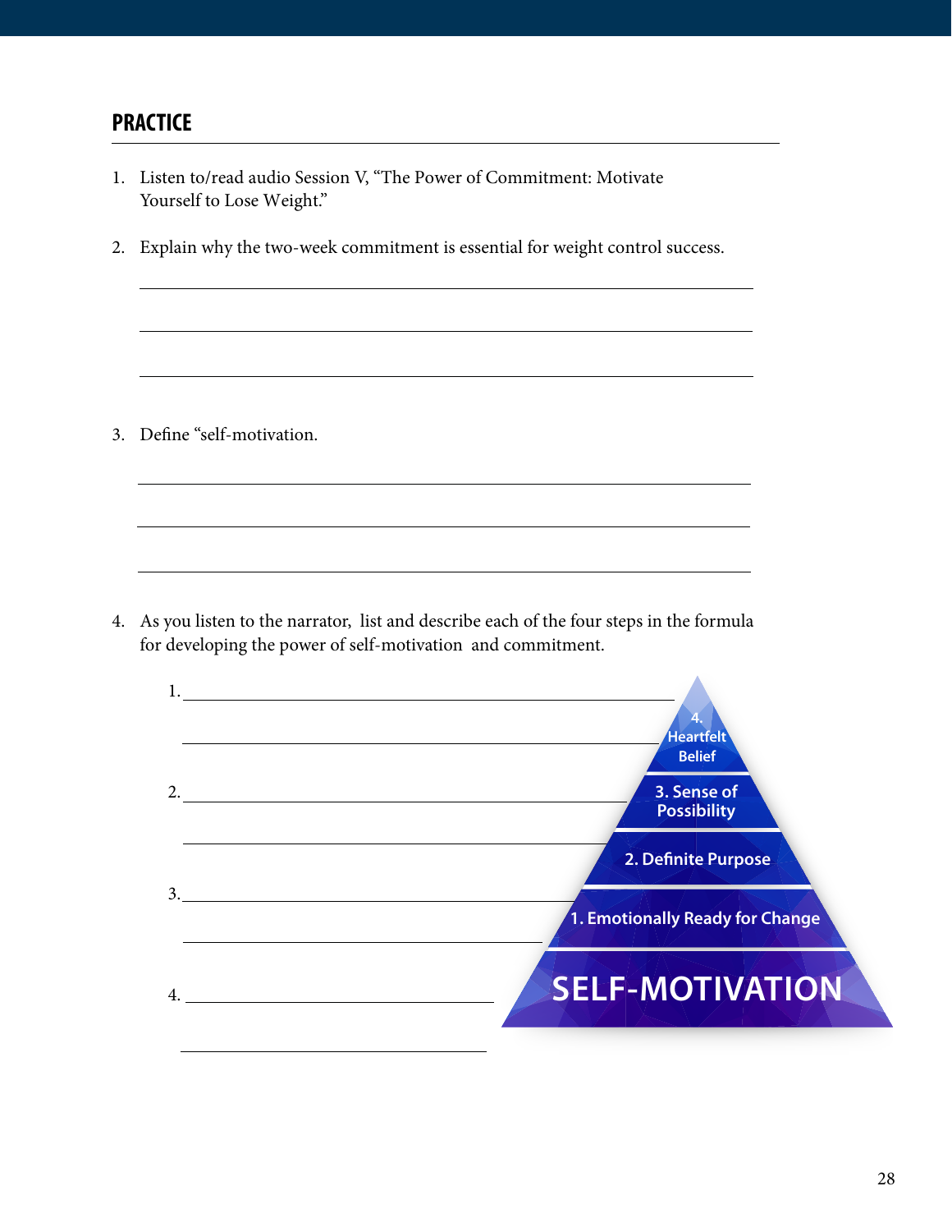## PRACTICE

1. Listen to/read audio Session V, "The Power of Commitment: Motivate Yourself to Lose Weight."

2. Explain why the two-week commitment is essential for weight control success.

   ______________________________________________

   ______________________________________________

   ______________________________________________

3. Define "self-motivation.

   ______________________________________________

   ______________________________________________

   ______________________________________________

4. As you listen to the narrator, list and describe each of the four steps in the formula for developing the power of self-motivation and commitment.

   1. ______________________________________________

      ______________________________________________

   2. ______________________________________________

      ______________________________________________

   3. ______________________________________________

      ______________________________________________

   4. ______________________________________________

      ______________________________________________

4. Heartfelt Belief

3. Sense of Possibility

2. Definite Purpose

1. Emotionally Ready for Change

SELF-MOTIVATION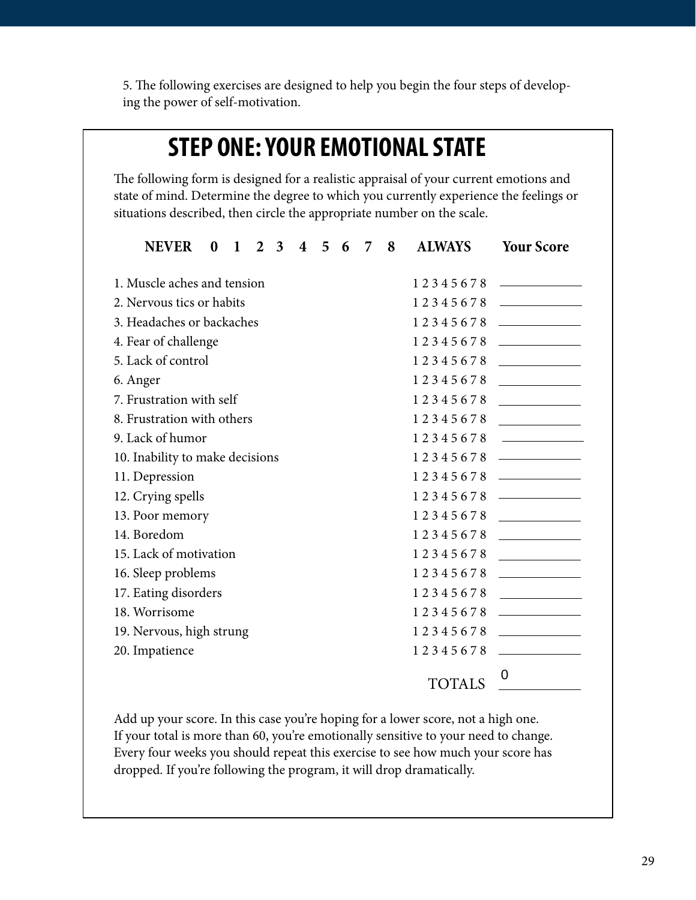5. The following exercises are designed to help you begin the four steps of developing the power of self-motivation.

## STEP ONE: YOUR EMOTIONAL STATE

The following form is designed for a realistic appraisal of your current emotions and state of mind. Determine the degree to which you currently experience the feelings or situations described, then circle the appropriate number on the scale.

**NEVER 0 1 2 3 4 5 6 7 8 ALWAYS**

| Item | Scale | **Your Score** |
|---|---|---|
| 1. Muscle aches and tension | 1 2 3 4 5 6 7 8 | ________ |
| 2. Nervous tics or habits | 1 2 3 4 5 6 7 8 | ________ |
| 3. Headaches or backaches | 1 2 3 4 5 6 7 8 | ________ |
| 4. Fear of challenge | 1 2 3 4 5 6 7 8 | ________ |
| 5. Lack of control | 1 2 3 4 5 6 7 8 | ________ |
| 6. Anger | 1 2 3 4 5 6 7 8 | ________ |
| 7. Frustration with self | 1 2 3 4 5 6 7 8 | ________ |
| 8. Frustration with others | 1 2 3 4 5 6 7 8 | ________ |
| 9. Lack of humor | 1 2 3 4 5 6 7 8 | ________ |
| 10. Inability to make decisions | 1 2 3 4 5 6 7 8 | ________ |
| 11. Depression | 1 2 3 4 5 6 7 8 | ________ |
| 12. Crying spells | 1 2 3 4 5 6 7 8 | ________ |
| 13. Poor memory | 1 2 3 4 5 6 7 8 | ________ |
| 14. Boredom | 1 2 3 4 5 6 7 8 | ________ |
| 15. Lack of motivation | 1 2 3 4 5 6 7 8 | ________ |
| 16. Sleep problems | 1 2 3 4 5 6 7 8 | ________ |
| 17. Eating disorders | 1 2 3 4 5 6 7 8 | ________ |
| 18. Worrisome | 1 2 3 4 5 6 7 8 | ________ |
| 19. Nervous, high strung | 1 2 3 4 5 6 7 8 | ________ |
| 20. Impatience | 1 2 3 4 5 6 7 8 | ________ |
| | TOTALS | 0 |

Add up your score. In this case you're hoping for a lower score, not a high one. If your total is more than 60, you're emotionally sensitive to your need to change. Every four weeks you should repeat this exercise to see how much your score has dropped. If you're following the program, it will drop dramatically.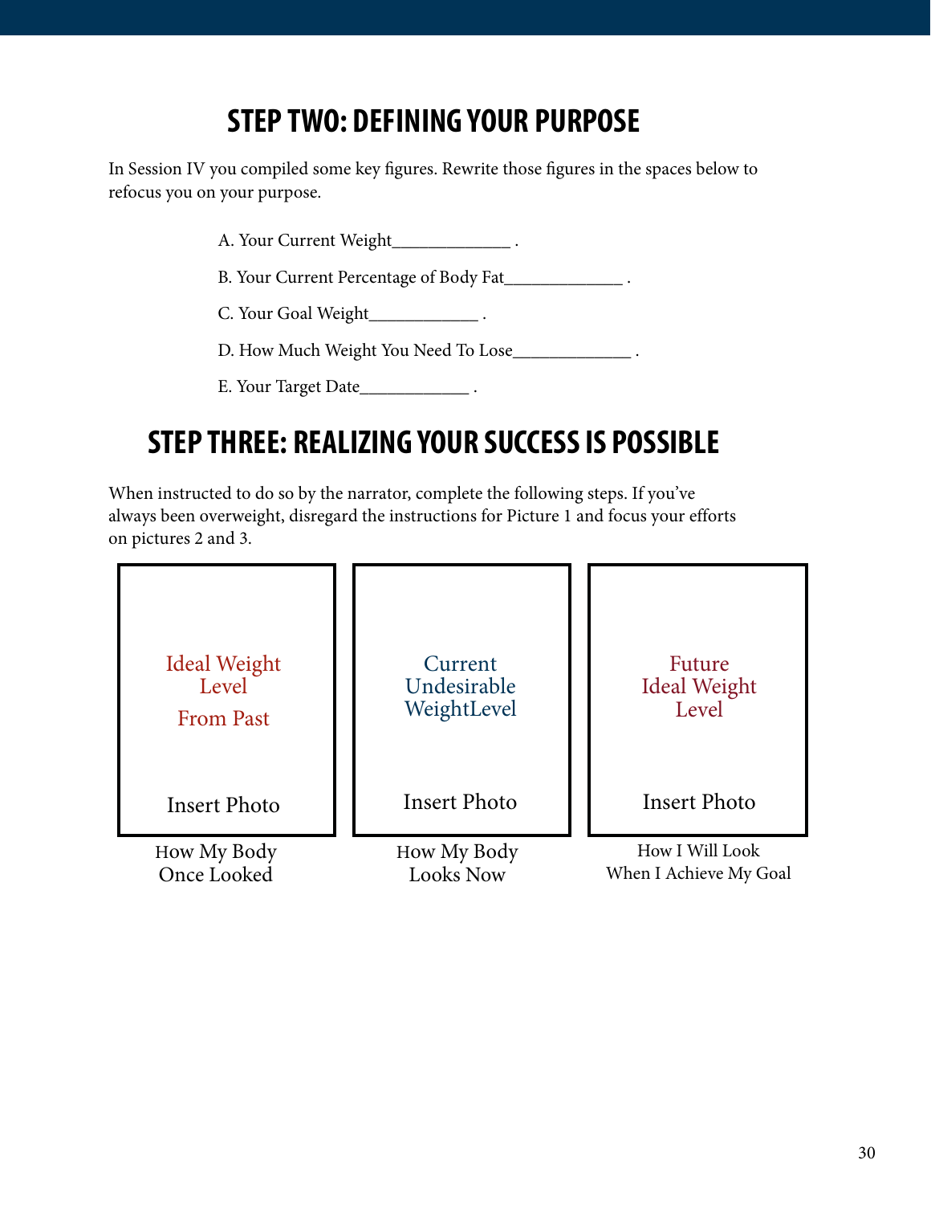## STEP TWO: DEFINING YOUR PURPOSE

In Session IV you compiled some key figures. Rewrite those figures in the spaces below to refocus you on your purpose.

A. Your Current Weight_____________ .

B. Your Current Percentage of Body Fat_____________ .

C. Your Goal Weight____________ .

D. How Much Weight You Need To Lose_____________ .

E. Your Target Date____________ .

## STEP THREE: REALIZING YOUR SUCCESS IS POSSIBLE

When instructed to do so by the narrator, complete the following steps. If you've always been overweight, disregard the instructions for Picture 1 and focus your efforts on pictures 2 and 3.

| Ideal Weight Level From Past<br><br>Insert Photo | Current Undesirable WeightLevel<br><br>Insert Photo | Future Ideal Weight Level<br><br>Insert Photo |
|---|---|---|
| How My Body Once Looked | How My Body Looks Now | How I Will Look When I Achieve My Goal |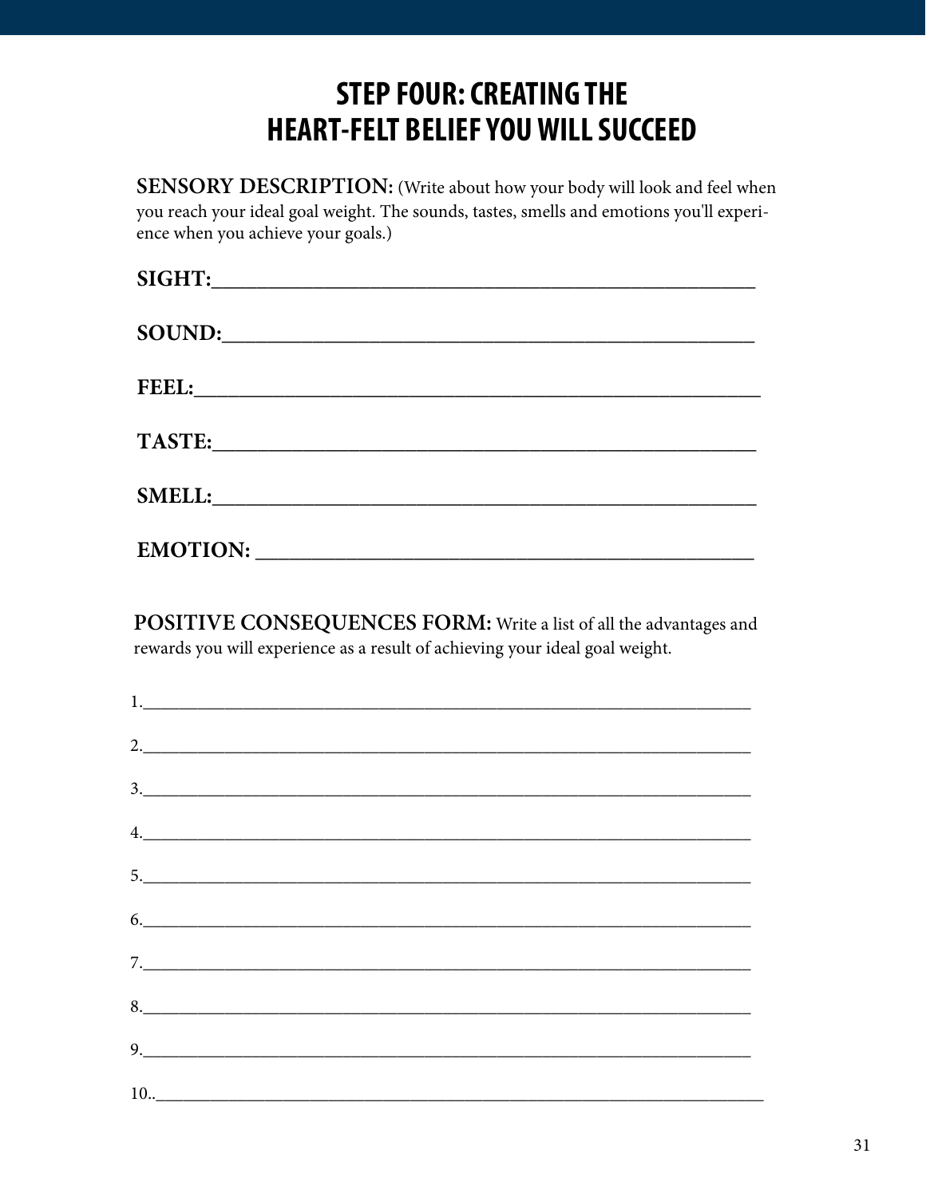# STEP FOUR: CREATING THE HEART-FELT BELIEF YOU WILL SUCCEED

**SENSORY DESCRIPTION:** (Write about how your body will look and feel when you reach your ideal goal weight. The sounds, tastes, smells and emotions you'll experience when you achieve your goals.)

**SIGHT:**_______________________________________________

**SOUND:**_______________________________________________

**FEEL:**_______________________________________________

**TASTE:**_______________________________________________

**SMELL:**_______________________________________________

**EMOTION:** _______________________________________________

**POSITIVE CONSEQUENCES FORM:** Write a list of all the advantages and rewards you will experience as a result of achieving your ideal goal weight.

1.____________________________________________________________

2.____________________________________________________________

3.____________________________________________________________

4.____________________________________________________________

5.____________________________________________________________

6.____________________________________________________________

7.____________________________________________________________

8.____________________________________________________________

9.____________________________________________________________

10..____________________________________________________________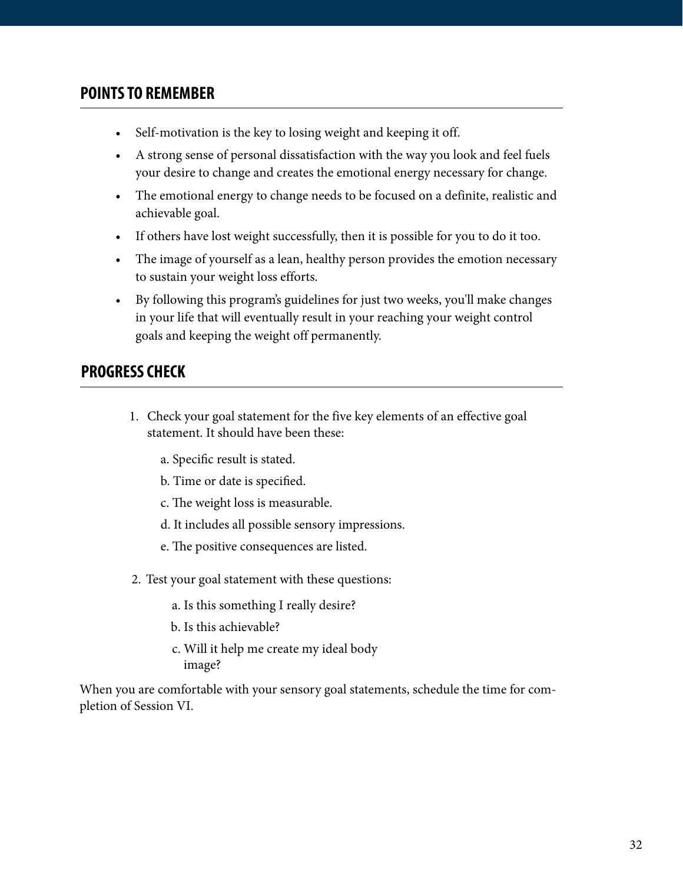## POINTS TO REMEMBER

- Self-motivation is the key to losing weight and keeping it off.
- A strong sense of personal dissatisfaction with the way you look and feel fuels your desire to change and creates the emotional energy necessary for change.
- The emotional energy to change needs to be focused on a definite, realistic and achievable goal.
- If others have lost weight successfully, then it is possible for you to do it too.
- The image of yourself as a lean, healthy person provides the emotion necessary to sustain your weight loss efforts.
- By following this program's guidelines for just two weeks, you'll make changes in your life that will eventually result in your reaching your weight control goals and keeping the weight off permanently.

## PROGRESS CHECK

1. Check your goal statement for the five key elements of an effective goal statement. It should have been these:

   a. Specific result is stated.

   b. Time or date is specified.

   c. The weight loss is measurable.

   d. It includes all possible sensory impressions.

   e. The positive consequences are listed.

2. Test your goal statement with these questions:

   a. Is this something I really desire?

   b. Is this achievable?

   c. Will it help me create my ideal body image?

When you are comfortable with your sensory goal statements, schedule the time for completion of Session VI.